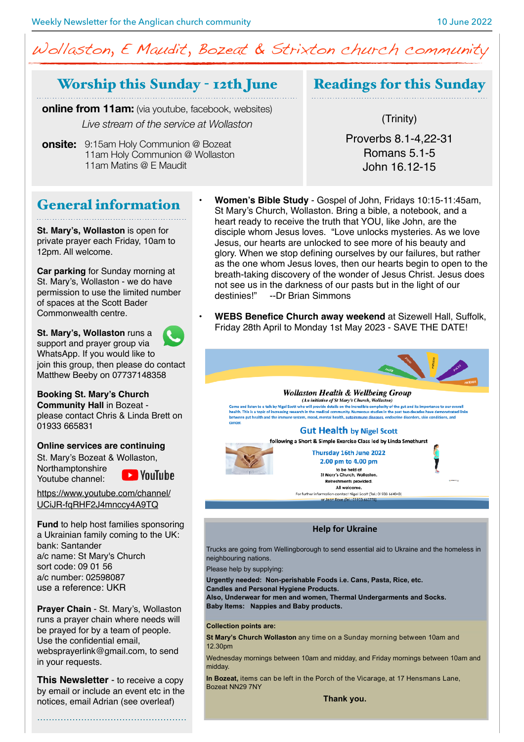Weekly Newsletter for the Anglican church community — 10 June 2022

# Wollaston, E Maudit, Bozeat & Strixton church community

## Worship this Sunday - 12th June

**online from 11am:** (via youtube, facebook, websites)

*Live stream of the service at Wollaston*

**onsite:** 9:15am Holy Communion @ Bozeat
11am Holy Communion @ Wollaston
11am Matins @ E Maudit

## Readings for this Sunday

(Trinity)

Proverbs 8.1-4,22-31
Romans 5.1-5
John 16.12-15

## General information

**St. Mary's, Wollaston** is open for private prayer each Friday, 10am to 12pm. All welcome.

**Car parking** for Sunday morning at St. Mary's, Wollaston - we do have permission to use the limited number of spaces at the Scott Bader Commonwealth centre.

**St. Mary's, Wollaston** runs a support and prayer group via WhatsApp. If you would like to join this group, then please do contact Matthew Beeby on 07737148358

**Booking St. Mary's Church Community Hall** in Bozeat - please contact Chris & Linda Brett on 01933 665831

**Online services are continuing**
St. Mary's Bozeat & Wollaston, Northamptonshire
Youtube channel: YouTube

https://www.youtube.com/channel/UCiJR-fqRHF2J4mnccy4A9TQ

**Fund** to help host families sponsoring a Ukrainian family coming to the UK:
bank: Santander
a/c name: St Mary's Church
sort code: 09 01 56
a/c number: 02598087
use a reference: UKR

**Prayer Chain** - St. Mary's, Wollaston runs a prayer chain where needs will be prayed for by a team of people. Use the confidential email, websprayerlink@gmail.com, to send in your requests.

**This Newsletter** - to receive a copy by email or include an event etc in the notices, email Adrian (see overleaf)

- **Women's Bible Study** - Gospel of John, Fridays 10:15-11:45am, St Mary's Church, Wollaston. Bring a bible, a notebook, and a heart ready to receive the truth that YOU, like John, are the disciple whom Jesus loves. "Love unlocks mysteries. As we love Jesus, our hearts are unlocked to see more of his beauty and glory. When we stop defining ourselves by our failures, but rather as the one whom Jesus loves, then our hearts begin to open to the breath-taking discovery of the wonder of Jesus Christ. Jesus does not see us in the darkness of our pasts but in the light of our destinies!" --Dr Brian Simmons
- **WEBS Benefice Church away weekend** at Sizewell Hall, Suffolk, Friday 28th April to Monday 1st May 2023 - SAVE THE DATE!

***Wollaston Health & Wellbeing Group***
*(An initiative of St Mary's Church, Wollaston)*

Come and listen to a talk by Nigel Scott who will provide details on the incredible complexity of the gut and its importance to our overall health. This is a topic of increasing research in the medical community. Numerous studies in the past two decades have demonstrated links between gut health and the immune system, mood, mental health, autoimmune diseases, endocrine disorders, skin conditions, and cancer.

**Gut Health by Nigel Scott**

following a Short & Simple Exercise Class led by Linda Smethurst

**Thursday 16th June 2022**
**2.00 pm to 4.00 pm**
to be held at
St Mary's Church, Wollaston.
Refreshments provided.
All welcome.

For further information contact Nigel Scott (Tel.: 01933 664043) or Jean Rose (Tel.: 01933 665776)

### Help for Ukraine

Trucks are going from Wellingborough to send essential aid to Ukraine and the homeless in neighbouring nations.

Please help by supplying:

**Urgently needed: Non-perishable Foods i.e. Cans, Pasta, Rice, etc.**
**Candles and Personal Hygiene Products.**
**Also, Underwear for men and women, Thermal Undergarments and Socks.**
**Baby Items: Nappies and Baby products.**

**Collection points are:**

**St Mary's Church Wollaston** any time on a Sunday morning between 10am and 12.30pm

Wednesday mornings between 10am and midday, and Friday mornings between 10am and midday.

**In Bozeat,** items can be left in the Porch of the Vicarage, at 17 Hensmans Lane, Bozeat NN29 7NY

**Thank you.**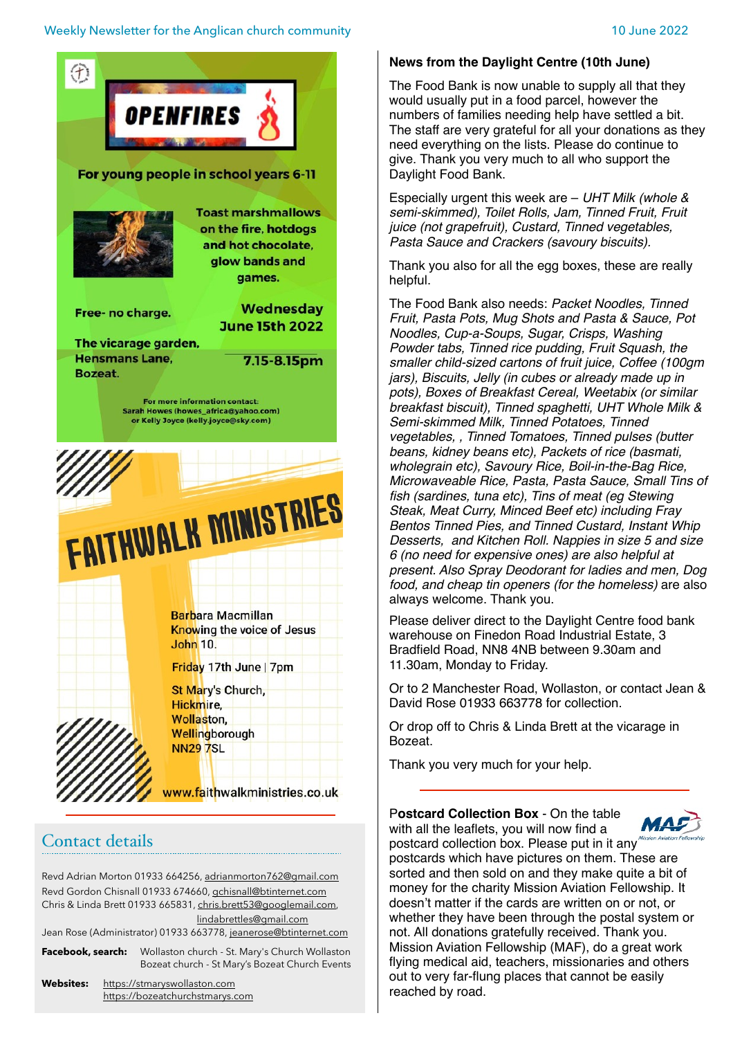# OPENFIRES

**For young people in school years 6-11**

**Toast marshmallows on the fire, hotdogs and hot chocolate, glow bands and games.**

**Free- no charge.**

**Wednesday June 15th 2022**

**The vicarage garden, Hensmans Lane, Bozeat.**

**7.15-8.15pm**

For more information contact:
Sarah Howes (howes_africa@yahoo.com)
or Kelly Joyce (kelly.joyce@sky.com)

# FAITHWALK MINISTRIES

Barbara Macmillan
Knowing the voice of Jesus
John 10.

Friday 17th June | 7pm

St Mary's Church,
Hickmire,
Wollaston,
Wellingborough
NN29 7SL

www.faithwalkministries.co.uk

## Contact details

Revd Adrian Morton 01933 664256, adrianmorton762@gmail.com
Revd Gordon Chisnall 01933 674660, gchisnall@btinternet.com
Chris & Linda Brett 01933 665831, chris.brett53@googlemail.com, lindabrettles@gmail.com
Jean Rose (Administrator) 01933 663778, jeanerose@btinternet.com

**Facebook, search:** Wollaston church - St. Mary's Church Wollaston
Bozeat church - St Mary's Bozeat Church Events

**Websites:** https://stmaryswollaston.com
https://bozeatchurchstmarys.com

**News from the Daylight Centre (10th June)**

The Food Bank is now unable to supply all that they would usually put in a food parcel, however the numbers of families needing help have settled a bit. The staff are very grateful for all your donations as they need everything on the lists. Please do continue to give. Thank you very much to all who support the Daylight Food Bank.

Especially urgent this week are – *UHT Milk (whole & semi-skimmed), Toilet Rolls, Jam, Tinned Fruit, Fruit juice (not grapefruit), Custard, Tinned vegetables, Pasta Sauce and Crackers (savoury biscuits).*

Thank you also for all the egg boxes, these are really helpful.

The Food Bank also needs: *Packet Noodles, Tinned Fruit, Pasta Pots, Mug Shots and Pasta & Sauce, Pot Noodles, Cup-a-Soups, Sugar, Crisps, Washing Powder tabs, Tinned rice pudding, Fruit Squash, the smaller child-sized cartons of fruit juice, Coffee (100gm jars), Biscuits, Jelly (in cubes or already made up in pots), Boxes of Breakfast Cereal, Weetabix (or similar breakfast biscuit), Tinned spaghetti, UHT Whole Milk & Semi-skimmed Milk, Tinned Potatoes, Tinned vegetables, , Tinned Tomatoes, Tinned pulses (butter beans, kidney beans etc), Packets of rice (basmati, wholegrain etc), Savoury Rice, Boil-in-the-Bag Rice, Microwaveable Rice, Pasta, Pasta Sauce, Small Tins of fish (sardines, tuna etc), Tins of meat (eg Stewing Steak, Meat Curry, Minced Beef etc) including Fray Bentos Tinned Pies, and Tinned Custard, Instant Whip Desserts, and Kitchen Roll. Nappies in size 5 and size 6 (no need for expensive ones) are also helpful at present. Also Spray Deodorant for ladies and men, Dog food, and cheap tin openers (for the homeless)* are also always welcome. Thank you.

Please deliver direct to the Daylight Centre food bank warehouse on Finedon Road Industrial Estate, 3 Bradfield Road, NN8 4NB between 9.30am and 11.30am, Monday to Friday.

Or to 2 Manchester Road, Wollaston, or contact Jean & David Rose 01933 663778 for collection.

Or drop off to Chris & Linda Brett at the vicarage in Bozeat.

Thank you very much for your help.

**Postcard Collection Box** - On the table with all the leaflets, you will now find a postcard collection box. Please put in it any postcards which have pictures on them. These are sorted and then sold on and they make quite a bit of money for the charity Mission Aviation Fellowship. It doesn't matter if the cards are written on or not, or whether they have been through the postal system or not. All donations gratefully received. Thank you. Mission Aviation Fellowship (MAF), do a great work flying medical aid, teachers, missionaries and others out to very far-flung places that cannot be easily reached by road.